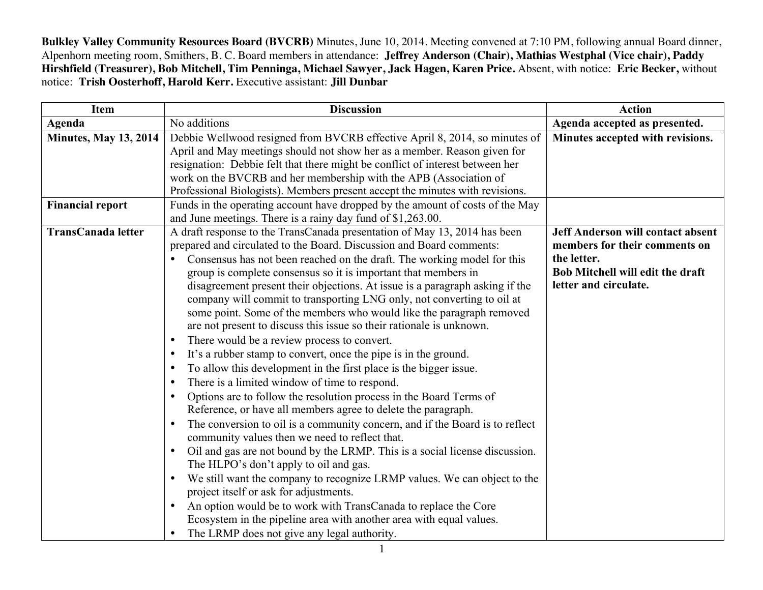**Bulkley Valley Community Resources Board (BVCRB)** Minutes, June 10, 2014. Meeting convened at 7:10 PM, following annual Board dinner, Alpenhorn meeting room, Smithers, B. C. Board members in attendance: **Jeffrey Anderson (Chair), Mathias Westphal (Vice chair), Paddy Hirshfield (Treasurer), Bob Mitchell, Tim Penninga, Michael Sawyer, Jack Hagen, Karen Price.** Absent, with notice: **Eric Becker,** without notice: **Trish Oosterhoff, Harold Kerr.** Executive assistant: **Jill Dunbar**

| Item | Discussion | Action |
|---|---|---|
| **Agenda** | No additions | **Agenda accepted as presented.** |
| **Minutes, May 13, 2014** | Debbie Wellwood resigned from BVCRB effective April 8, 2014, so minutes of April and May meetings should not show her as a member. Reason given for resignation: Debbie felt that there might be conflict of interest between her work on the BVCRB and her membership with the APB (Association of Professional Biologists). Members present accept the minutes with revisions. | **Minutes accepted with revisions.** |
| **Financial report** | Funds in the operating account have dropped by the amount of costs of the May and June meetings. There is a rainy day fund of $1,263.00. | |
| **TransCanada letter** | A draft response to the TransCanada presentation of May 13, 2014 has been prepared and circulated to the Board. Discussion and Board comments:<br>• Consensus has not been reached on the draft. The working model for this group is complete consensus so it is important that members in disagreement present their objections. At issue is a paragraph asking if the company will commit to transporting LNG only, not converting to oil at some point. Some of the members who would like the paragraph removed are not present to discuss this issue so their rationale is unknown.<br>• There would be a review process to convert.<br>• It's a rubber stamp to convert, once the pipe is in the ground.<br>• To allow this development in the first place is the bigger issue.<br>• There is a limited window of time to respond.<br>• Options are to follow the resolution process in the Board Terms of Reference, or have all members agree to delete the paragraph.<br>• The conversion to oil is a community concern, and if the Board is to reflect community values then we need to reflect that.<br>• Oil and gas are not bound by the LRMP. This is a social license discussion. The HLPO's don't apply to oil and gas.<br>• We still want the company to recognize LRMP values. We can object to the project itself or ask for adjustments.<br>• An option would be to work with TransCanada to replace the Core Ecosystem in the pipeline area with another area with equal values.<br>• The LRMP does not give any legal authority. | **Jeff Anderson will contact absent members for their comments on the letter.**<br>**Bob Mitchell will edit the draft letter and circulate.** |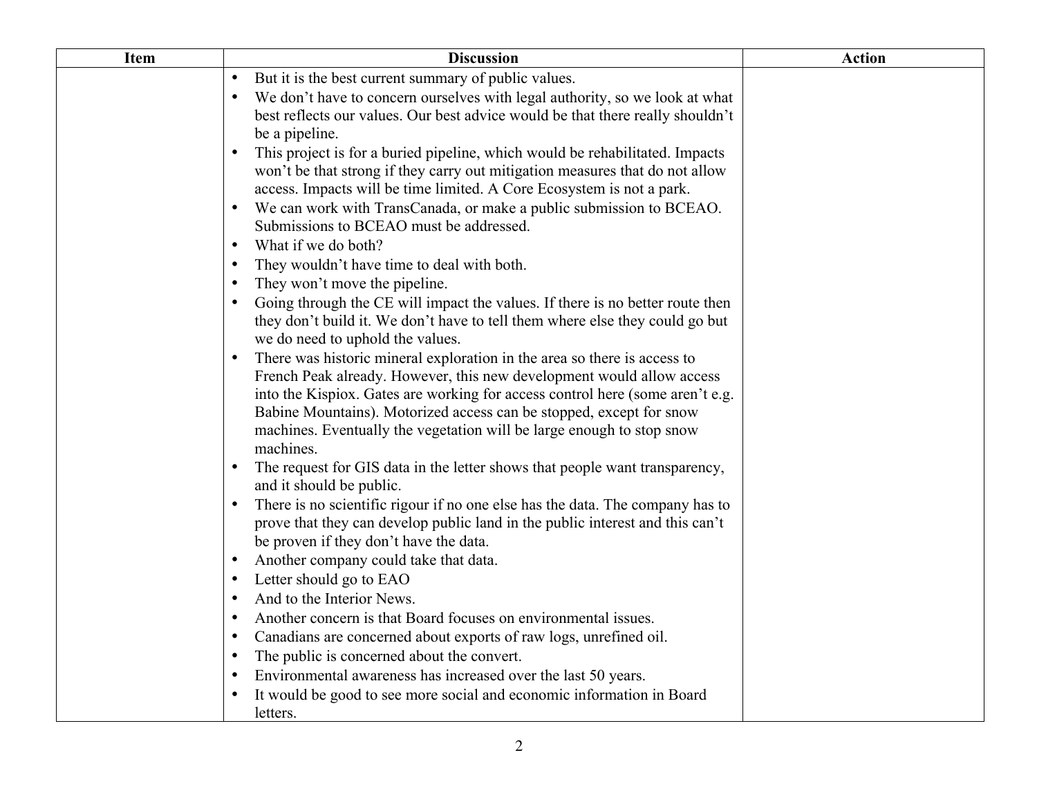| Item | Discussion | Action |
|---|---|---|
| | • But it is the best current summary of public values.<br>• We don't have to concern ourselves with legal authority, so we look at what best reflects our values. Our best advice would be that there really shouldn't be a pipeline.<br>• This project is for a buried pipeline, which would be rehabilitated. Impacts won't be that strong if they carry out mitigation measures that do not allow access. Impacts will be time limited. A Core Ecosystem is not a park.<br>• We can work with TransCanada, or make a public submission to BCEAO. Submissions to BCEAO must be addressed.<br>• What if we do both?<br>• They wouldn't have time to deal with both.<br>• They won't move the pipeline.<br>• Going through the CE will impact the values. If there is no better route then they don't build it. We don't have to tell them where else they could go but we do need to uphold the values.<br>• There was historic mineral exploration in the area so there is access to French Peak already. However, this new development would allow access into the Kispiox. Gates are working for access control here (some aren't e.g. Babine Mountains). Motorized access can be stopped, except for snow machines. Eventually the vegetation will be large enough to stop snow machines.<br>• The request for GIS data in the letter shows that people want transparency, and it should be public.<br>• There is no scientific rigour if no one else has the data. The company has to prove that they can develop public land in the public interest and this can't be proven if they don't have the data.<br>• Another company could take that data.<br>• Letter should go to EAO<br>• And to the Interior News.<br>• Another concern is that Board focuses on environmental issues.<br>• Canadians are concerned about exports of raw logs, unrefined oil.<br>• The public is concerned about the convert.<br>• Environmental awareness has increased over the last 50 years.<br>• It would be good to see more social and economic information in Board letters. | |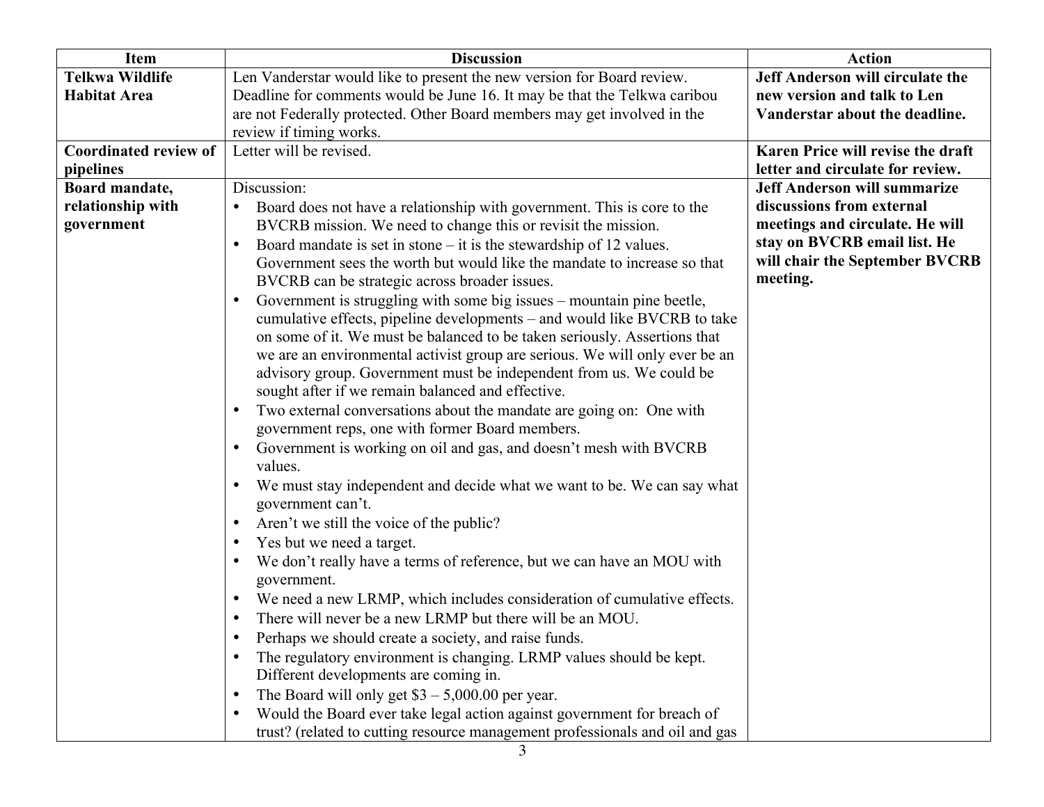| Item | Discussion | Action |
|---|---|---|
| **Telkwa Wildlife Habitat Area** | Len Vanderstar would like to present the new version for Board review. Deadline for comments would be June 16. It may be that the Telkwa caribou are not Federally protected. Other Board members may get involved in the review if timing works. | **Jeff Anderson will circulate the new version and talk to Len Vanderstar about the deadline.** |
| **Coordinated review of pipelines** | Letter will be revised. | **Karen Price will revise the draft letter and circulate for review.** |
| **Board mandate, relationship with government** | Discussion:<br>• Board does not have a relationship with government. This is core to the BVCRB mission. We need to change this or revisit the mission.<br>• Board mandate is set in stone – it is the stewardship of 12 values. Government sees the worth but would like the mandate to increase so that BVCRB can be strategic across broader issues.<br>• Government is struggling with some big issues – mountain pine beetle, cumulative effects, pipeline developments – and would like BVCRB to take on some of it. We must be balanced to be taken seriously. Assertions that we are an environmental activist group are serious. We will only ever be an advisory group. Government must be independent from us. We could be sought after if we remain balanced and effective.<br>• Two external conversations about the mandate are going on: One with government reps, one with former Board members.<br>• Government is working on oil and gas, and doesn't mesh with BVCRB values.<br>• We must stay independent and decide what we want to be. We can say what government can't.<br>• Aren't we still the voice of the public?<br>• Yes but we need a target.<br>• We don't really have a terms of reference, but we can have an MOU with government.<br>• We need a new LRMP, which includes consideration of cumulative effects.<br>• There will never be a new LRMP but there will be an MOU.<br>• Perhaps we should create a society, and raise funds.<br>• The regulatory environment is changing. LRMP values should be kept. Different developments are coming in.<br>• The Board will only get $3 – 5,000.00 per year.<br>• Would the Board ever take legal action against government for breach of trust? (related to cutting resource management professionals and oil and gas | **Jeff Anderson will summarize discussions from external meetings and circulate. He will stay on BVCRB email list. He will chair the September BVCRB meeting.** |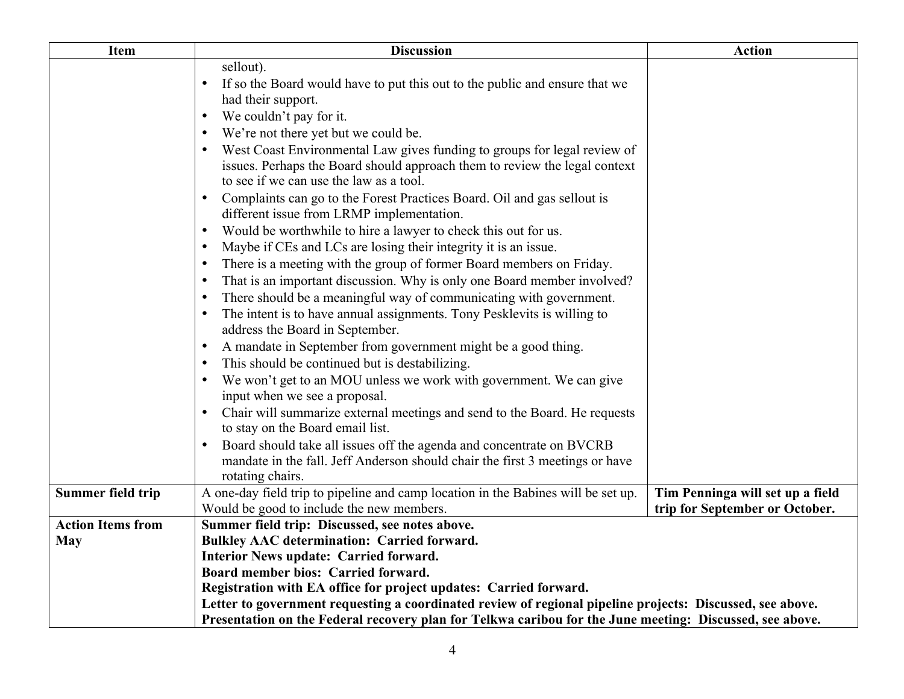| Item | Discussion | Action |
|---|---|---|
| | sellout).<br>• If so the Board would have to put this out to the public and ensure that we had their support.<br>• We couldn't pay for it.<br>• We're not there yet but we could be.<br>• West Coast Environmental Law gives funding to groups for legal review of issues. Perhaps the Board should approach them to review the legal context to see if we can use the law as a tool.<br>• Complaints can go to the Forest Practices Board. Oil and gas sellout is different issue from LRMP implementation.<br>• Would be worthwhile to hire a lawyer to check this out for us.<br>• Maybe if CEs and LCs are losing their integrity it is an issue.<br>• There is a meeting with the group of former Board members on Friday.<br>• That is an important discussion. Why is only one Board member involved?<br>• There should be a meaningful way of communicating with government.<br>• The intent is to have annual assignments. Tony Pesklevits is willing to address the Board in September.<br>• A mandate in September from government might be a good thing.<br>• This should be continued but is destabilizing.<br>• We won't get to an MOU unless we work with government. We can give input when we see a proposal.<br>• Chair will summarize external meetings and send to the Board. He requests to stay on the Board email list.<br>• Board should take all issues off the agenda and concentrate on BVCRB mandate in the fall. Jeff Anderson should chair the first 3 meetings or have rotating chairs. | |
| **Summer field trip** | A one-day field trip to pipeline and camp location in the Babines will be set up. Would be good to include the new members. | **Tim Penninga will set up a field trip for September or October.** |
| **Action Items from May** | **Summer field trip: Discussed, see notes above.**<br>**Bulkley AAC determination: Carried forward.**<br>**Interior News update: Carried forward.**<br>**Board member bios: Carried forward.**<br>**Registration with EA office for project updates: Carried forward.**<br>**Letter to government requesting a coordinated review of regional pipeline projects: Discussed, see above.**<br>**Presentation on the Federal recovery plan for Telkwa caribou for the June meeting: Discussed, see above.** | |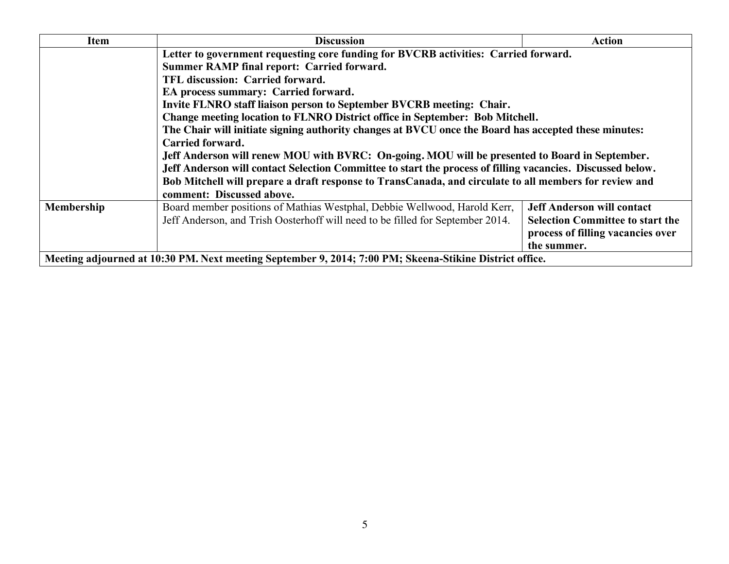| Item | Discussion | Action |
|---|---|---|
| | **Letter to government requesting core funding for BVCRB activities: Carried forward.**<br>**Summer RAMP final report: Carried forward.**<br>**TFL discussion: Carried forward.**<br>**EA process summary: Carried forward.**<br>**Invite FLNRO staff liaison person to September BVCRB meeting: Chair.**<br>**Change meeting location to FLNRO District office in September: Bob Mitchell.**<br>**The Chair will initiate signing authority changes at BVCU once the Board has accepted these minutes: Carried forward.**<br>**Jeff Anderson will renew MOU with BVRC: On-going. MOU will be presented to Board in September.**<br>**Jeff Anderson will contact Selection Committee to start the process of filling vacancies. Discussed below.**<br>**Bob Mitchell will prepare a draft response to TransCanada, and circulate to all members for review and comment: Discussed above.** | |
| **Membership** | Board member positions of Mathias Westphal, Debbie Wellwood, Harold Kerr, Jeff Anderson, and Trish Oosterhoff will need to be filled for September 2014. | **Jeff Anderson will contact Selection Committee to start the process of filling vacancies over the summer.** |
| **Meeting adjourned at 10:30 PM. Next meeting September 9, 2014; 7:00 PM; Skeena-Stikine District office.** | | |